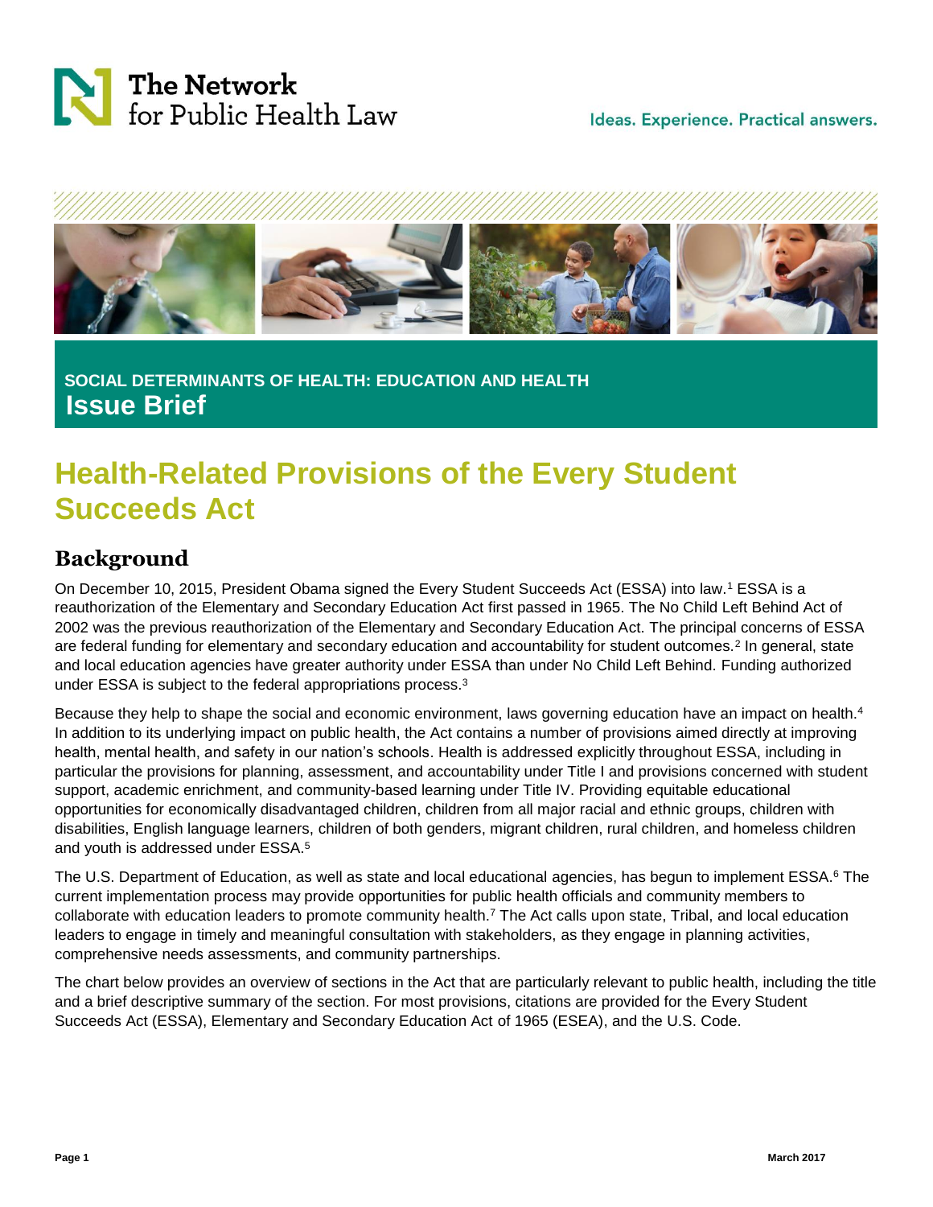The Network for Public Health Law

Ideas. Experience. Practical answers.

**SOCIAL DETERMINANTS OF HEALTH: EDUCATION AND HEALTH**

**Issue Brief**

# Health-Related Provisions of the Every Student Succeeds Act

## Background

On December 10, 2015, President Obama signed the Every Student Succeeds Act (ESSA) into law.[1] ESSA is a reauthorization of the Elementary and Secondary Education Act first passed in 1965. The No Child Left Behind Act of 2002 was the previous reauthorization of the Elementary and Secondary Education Act. The principal concerns of ESSA are federal funding for elementary and secondary education and accountability for student outcomes.[2] In general, state and local education agencies have greater authority under ESSA than under No Child Left Behind. Funding authorized under ESSA is subject to the federal appropriations process.[3]

Because they help to shape the social and economic environment, laws governing education have an impact on health.[4] In addition to its underlying impact on public health, the Act contains a number of provisions aimed directly at improving health, mental health, and safety in our nation's schools. Health is addressed explicitly throughout ESSA, including in particular the provisions for planning, assessment, and accountability under Title I and provisions concerned with student support, academic enrichment, and community-based learning under Title IV. Providing equitable educational opportunities for economically disadvantaged children, children from all major racial and ethnic groups, children with disabilities, English language learners, children of both genders, migrant children, rural children, and homeless children and youth is addressed under ESSA.[5]

The U.S. Department of Education, as well as state and local educational agencies, has begun to implement ESSA.[6] The current implementation process may provide opportunities for public health officials and community members to collaborate with education leaders to promote community health.[7] The Act calls upon state, Tribal, and local education leaders to engage in timely and meaningful consultation with stakeholders, as they engage in planning activities, comprehensive needs assessments, and community partnerships.

The chart below provides an overview of sections in the Act that are particularly relevant to public health, including the title and a brief descriptive summary of the section. For most provisions, citations are provided for the Every Student Succeeds Act (ESSA), Elementary and Secondary Education Act of 1965 (ESEA), and the U.S. Code.

March 2017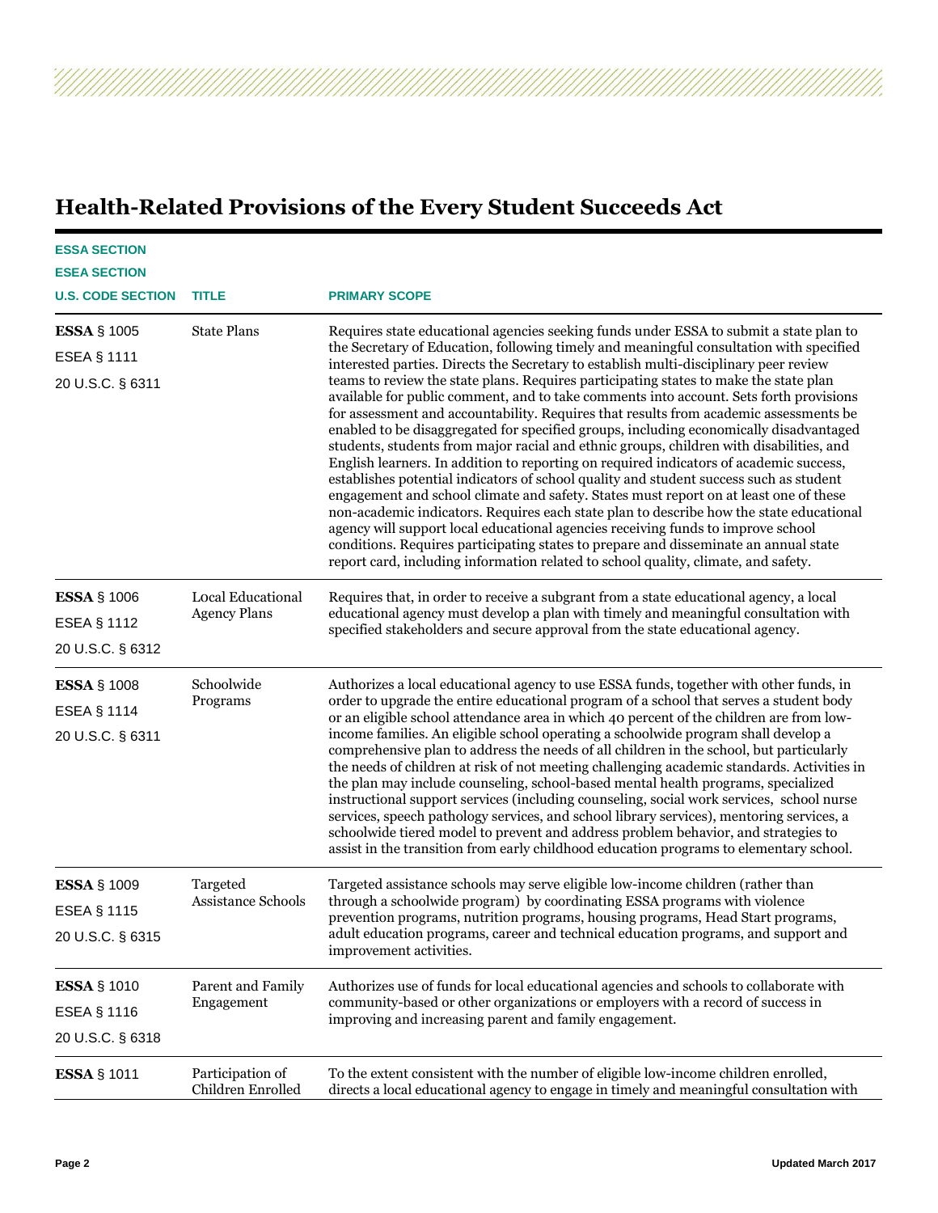## Health-Related Provisions of the Every Student Succeeds Act

| ESSA SECTION<br>ESEA SECTION<br>U.S. CODE SECTION | TITLE | PRIMARY SCOPE |
|---|---|---|
| **ESSA** § 1005<br>ESEA § 1111<br>20 U.S.C. § 6311 | State Plans | Requires state educational agencies seeking funds under ESSA to submit a state plan to the Secretary of Education, following timely and meaningful consultation with specified interested parties. Directs the Secretary to establish multi-disciplinary peer review teams to review the state plans. Requires participating states to make the state plan available for public comment, and to take comments into account. Sets forth provisions for assessment and accountability. Requires that results from academic assessments be enabled to be disaggregated for specified groups, including economically disadvantaged students, students from major racial and ethnic groups, children with disabilities, and English learners. In addition to reporting on required indicators of academic success, establishes potential indicators of school quality and student success such as student engagement and school climate and safety. States must report on at least one of these non-academic indicators. Requires each state plan to describe how the state educational agency will support local educational agencies receiving funds to improve school conditions. Requires participating states to prepare and disseminate an annual state report card, including information related to school quality, climate, and safety. |
| **ESSA** § 1006<br>ESEA § 1112<br>20 U.S.C. § 6312 | Local Educational Agency Plans | Requires that, in order to receive a subgrant from a state educational agency, a local educational agency must develop a plan with timely and meaningful consultation with specified stakeholders and secure approval from the state educational agency. |
| **ESSA** § 1008<br>ESEA § 1114<br>20 U.S.C. § 6311 | Schoolwide Programs | Authorizes a local educational agency to use ESSA funds, together with other funds, in order to upgrade the entire educational program of a school that serves a student body or an eligible school attendance area in which 40 percent of the children are from low-income families. An eligible school operating a schoolwide program shall develop a comprehensive plan to address the needs of all children in the school, but particularly the needs of children at risk of not meeting challenging academic standards. Activities in the plan may include counseling, school-based mental health programs, specialized instructional support services (including counseling, social work services, school nurse services, speech pathology services, and school library services), mentoring services, a schoolwide tiered model to prevent and address problem behavior, and strategies to assist in the transition from early childhood education programs to elementary school. |
| **ESSA** § 1009<br>ESEA § 1115<br>20 U.S.C. § 6315 | Targeted Assistance Schools | Targeted assistance schools may serve eligible low-income children (rather than through a schoolwide program) by coordinating ESSA programs with violence prevention programs, nutrition programs, housing programs, Head Start programs, adult education programs, career and technical education programs, and support and improvement activities. |
| **ESSA** § 1010<br>ESEA § 1116<br>20 U.S.C. § 6318 | Parent and Family Engagement | Authorizes use of funds for local educational agencies and schools to collaborate with community-based or other organizations or employers with a record of success in improving and increasing parent and family engagement. |
| **ESSA** § 1011 | Participation of Children Enrolled | To the extent consistent with the number of eligible low-income children enrolled, directs a local educational agency to engage in timely and meaningful consultation with |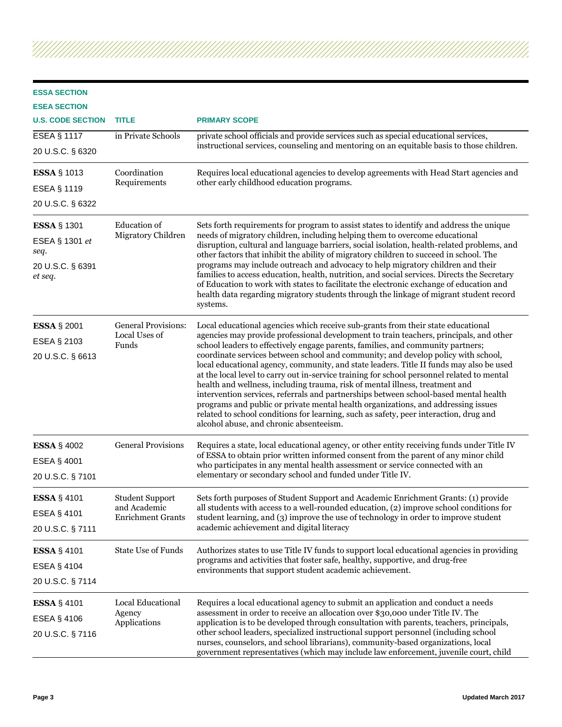| ESSA SECTION<br>ESEA SECTION<br>U.S. CODE SECTION | TITLE | PRIMARY SCOPE |
|---|---|---|
| ESEA § 1117<br>20 U.S.C. § 6320 | in Private Schools | private school officials and provide services such as special educational services, instructional services, counseling and mentoring on an equitable basis to those children. |
| **ESSA** § 1013<br>ESEA § 1119<br>20 U.S.C. § 6322 | Coordination Requirements | Requires local educational agencies to develop agreements with Head Start agencies and other early childhood education programs. |
| **ESSA** § 1301<br>ESEA § 1301 *et seq.*<br>20 U.S.C. § 6391 *et seq.* | Education of Migratory Children | Sets forth requirements for program to assist states to identify and address the unique needs of migratory children, including helping them to overcome educational disruption, cultural and language barriers, social isolation, health-related problems, and other factors that inhibit the ability of migratory children to succeed in school. The programs may include outreach and advocacy to help migratory children and their families to access education, health, nutrition, and social services. Directs the Secretary of Education to work with states to facilitate the electronic exchange of education and health data regarding migratory students through the linkage of migrant student record systems. |
| **ESSA** § 2001<br>ESEA § 2103<br>20 U.S.C. § 6613 | General Provisions: Local Uses of Funds | Local educational agencies which receive sub-grants from their state educational agencies may provide professional development to train teachers, principals, and other school leaders to effectively engage parents, families, and community partners; coordinate services between school and community; and develop policy with school, local educational agency, community, and state leaders. Title II funds may also be used at the local level to carry out in-service training for school personnel related to mental health and wellness, including trauma, risk of mental illness, treatment and intervention services, referrals and partnerships between school-based mental health programs and public or private mental health organizations, and addressing issues related to school conditions for learning, such as safety, peer interaction, drug and alcohol abuse, and chronic absenteeism. |
| **ESSA** § 4002<br>ESEA § 4001<br>20 U.S.C. § 7101 | General Provisions | Requires a state, local educational agency, or other entity receiving funds under Title IV of ESSA to obtain prior written informed consent from the parent of any minor child who participates in any mental health assessment or service connected with an elementary or secondary school and funded under Title IV. |
| **ESSA** § 4101<br>ESEA § 4101<br>20 U.S.C. § 7111 | Student Support and Academic Enrichment Grants | Sets forth purposes of Student Support and Academic Enrichment Grants: (1) provide all students with access to a well-rounded education, (2) improve school conditions for student learning, and (3) improve the use of technology in order to improve student academic achievement and digital literacy |
| **ESSA** § 4101<br>ESEA § 4104<br>20 U.S.C. § 7114 | State Use of Funds | Authorizes states to use Title IV funds to support local educational agencies in providing programs and activities that foster safe, healthy, supportive, and drug-free environments that support student academic achievement. |
| **ESSA** § 4101<br>ESEA § 4106<br>20 U.S.C. § 7116 | Local Educational Agency Applications | Requires a local educational agency to submit an application and conduct a needs assessment in order to receive an allocation over $30,000 under Title IV. The application is to be developed through consultation with parents, teachers, principals, other school leaders, specialized instructional support personnel (including school nurses, counselors, and school librarians), community-based organizations, local government representatives (which may include law enforcement, juvenile court, child |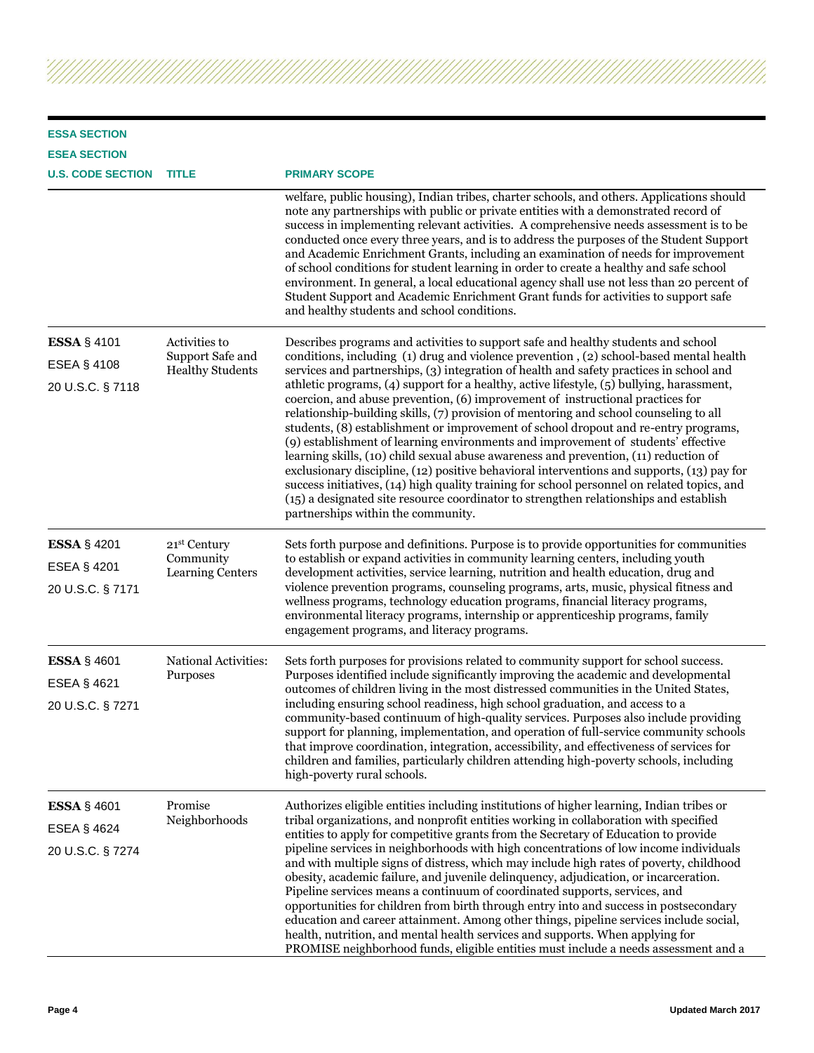| ESSA SECTION<br>ESEA SECTION<br>U.S. CODE SECTION | TITLE | PRIMARY SCOPE |
|---|---|---|
| | | welfare, public housing), Indian tribes, charter schools, and others. Applications should note any partnerships with public or private entities with a demonstrated record of success in implementing relevant activities. A comprehensive needs assessment is to be conducted once every three years, and is to address the purposes of the Student Support and Academic Enrichment Grants, including an examination of needs for improvement of school conditions for student learning in order to create a healthy and safe school environment. In general, a local educational agency shall use not less than 20 percent of Student Support and Academic Enrichment Grant funds for activities to support safe and healthy students and school conditions. |
| **ESSA** § 4101<br>ESEA § 4108<br>20 U.S.C. § 7118 | Activities to Support Safe and Healthy Students | Describes programs and activities to support safe and healthy students and school conditions, including (1) drug and violence prevention , (2) school-based mental health services and partnerships, (3) integration of health and safety practices in school and athletic programs, (4) support for a healthy, active lifestyle, (5) bullying, harassment, coercion, and abuse prevention, (6) improvement of instructional practices for relationship-building skills, (7) provision of mentoring and school counseling to all students, (8) establishment or improvement of school dropout and re-entry programs, (9) establishment of learning environments and improvement of students' effective learning skills, (10) child sexual abuse awareness and prevention, (11) reduction of exclusionary discipline, (12) positive behavioral interventions and supports, (13) pay for success initiatives, (14) high quality training for school personnel on related topics, and (15) a designated site resource coordinator to strengthen relationships and establish partnerships within the community. |
| **ESSA** § 4201<br>ESEA § 4201<br>20 U.S.C. § 7171 | 21st Century Community Learning Centers | Sets forth purpose and definitions. Purpose is to provide opportunities for communities to establish or expand activities in community learning centers, including youth development activities, service learning, nutrition and health education, drug and violence prevention programs, counseling programs, arts, music, physical fitness and wellness programs, technology education programs, financial literacy programs, environmental literacy programs, internship or apprenticeship programs, family engagement programs, and literacy programs. |
| **ESSA** § 4601<br>ESEA § 4621<br>20 U.S.C. § 7271 | National Activities: Purposes | Sets forth purposes for provisions related to community support for school success. Purposes identified include significantly improving the academic and developmental outcomes of children living in the most distressed communities in the United States, including ensuring school readiness, high school graduation, and access to a community-based continuum of high-quality services. Purposes also include providing support for planning, implementation, and operation of full-service community schools that improve coordination, integration, accessibility, and effectiveness of services for children and families, particularly children attending high-poverty schools, including high-poverty rural schools. |
| **ESSA** § 4601<br>ESEA § 4624<br>20 U.S.C. § 7274 | Promise Neighborhoods | Authorizes eligible entities including institutions of higher learning, Indian tribes or tribal organizations, and nonprofit entities working in collaboration with specified entities to apply for competitive grants from the Secretary of Education to provide pipeline services in neighborhoods with high concentrations of low income individuals and with multiple signs of distress, which may include high rates of poverty, childhood obesity, academic failure, and juvenile delinquency, adjudication, or incarceration. Pipeline services means a continuum of coordinated supports, services, and opportunities for children from birth through entry into and success in postsecondary education and career attainment. Among other things, pipeline services include social, health, nutrition, and mental health services and supports. When applying for PROMISE neighborhood funds, eligible entities must include a needs assessment and a |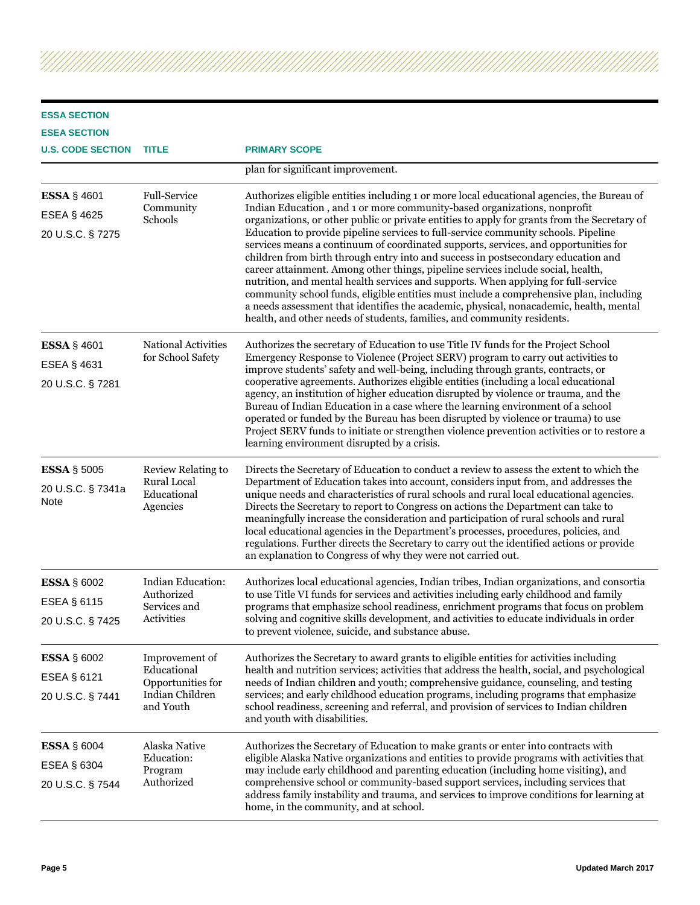| ESSA SECTION<br>ESEA SECTION<br>U.S. CODE SECTION | TITLE | PRIMARY SCOPE |
|---|---|---|
| | | plan for significant improvement. |
| **ESSA** § 4601<br>ESEA § 4625<br>20 U.S.C. § 7275 | Full-Service Community Schools | Authorizes eligible entities including 1 or more local educational agencies, the Bureau of Indian Education , and 1 or more community-based organizations, nonprofit organizations, or other public or private entities to apply for grants from the Secretary of Education to provide pipeline services to full-service community schools. Pipeline services means a continuum of coordinated supports, services, and opportunities for children from birth through entry into and success in postsecondary education and career attainment. Among other things, pipeline services include social, health, nutrition, and mental health services and supports. When applying for full-service community school funds, eligible entities must include a comprehensive plan, including a needs assessment that identifies the academic, physical, nonacademic, health, mental health, and other needs of students, families, and community residents. |
| **ESSA** § 4601<br>ESEA § 4631<br>20 U.S.C. § 7281 | National Activities for School Safety | Authorizes the secretary of Education to use Title IV funds for the Project School Emergency Response to Violence (Project SERV) program to carry out activities to improve students' safety and well-being, including through grants, contracts, or cooperative agreements. Authorizes eligible entities (including a local educational agency, an institution of higher education disrupted by violence or trauma, and the Bureau of Indian Education in a case where the learning environment of a school operated or funded by the Bureau has been disrupted by violence or trauma) to use Project SERV funds to initiate or strengthen violence prevention activities or to restore a learning environment disrupted by a crisis. |
| **ESSA** § 5005<br>20 U.S.C. § 7341a Note | Review Relating to Rural Local Educational Agencies | Directs the Secretary of Education to conduct a review to assess the extent to which the Department of Education takes into account, considers input from, and addresses the unique needs and characteristics of rural schools and rural local educational agencies. Directs the Secretary to report to Congress on actions the Department can take to meaningfully increase the consideration and participation of rural schools and rural local educational agencies in the Department's processes, procedures, policies, and regulations. Further directs the Secretary to carry out the identified actions or provide an explanation to Congress of why they were not carried out. |
| **ESSA** § 6002<br>ESEA § 6115<br>20 U.S.C. § 7425 | Indian Education: Authorized Services and Activities | Authorizes local educational agencies, Indian tribes, Indian organizations, and consortia to use Title VI funds for services and activities including early childhood and family programs that emphasize school readiness, enrichment programs that focus on problem solving and cognitive skills development, and activities to educate individuals in order to prevent violence, suicide, and substance abuse. |
| **ESSA** § 6002<br>ESEA § 6121<br>20 U.S.C. § 7441 | Improvement of Educational Opportunities for Indian Children and Youth | Authorizes the Secretary to award grants to eligible entities for activities including health and nutrition services; activities that address the health, social, and psychological needs of Indian children and youth; comprehensive guidance, counseling, and testing services; and early childhood education programs, including programs that emphasize school readiness, screening and referral, and provision of services to Indian children and youth with disabilities. |
| **ESSA** § 6004<br>ESEA § 6304<br>20 U.S.C. § 7544 | Alaska Native Education: Program Authorized | Authorizes the Secretary of Education to make grants or enter into contracts with eligible Alaska Native organizations and entities to provide programs with activities that may include early childhood and parenting education (including home visiting), and comprehensive school or community-based support services, including services that address family instability and trauma, and services to improve conditions for learning at home, in the community, and at school. |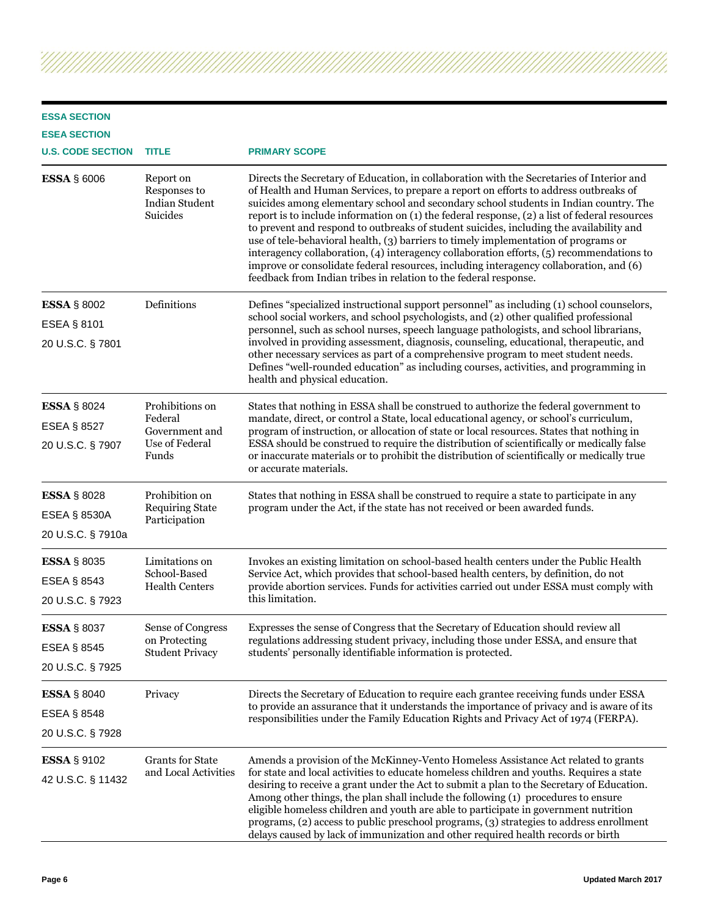| ESSA SECTION<br>ESEA SECTION<br>U.S. CODE SECTION | TITLE | PRIMARY SCOPE |
|---|---|---|
| **ESSA** § 6006 | Report on Responses to Indian Student Suicides | Directs the Secretary of Education, in collaboration with the Secretaries of Interior and of Health and Human Services, to prepare a report on efforts to address outbreaks of suicides among elementary school and secondary school students in Indian country. The report is to include information on (1) the federal response, (2) a list of federal resources to prevent and respond to outbreaks of student suicides, including the availability and use of tele-behavioral health, (3) barriers to timely implementation of programs or interagency collaboration, (4) interagency collaboration efforts, (5) recommendations to improve or consolidate federal resources, including interagency collaboration, and (6) feedback from Indian tribes in relation to the federal response. |
| **ESSA** § 8002<br>ESEA § 8101<br>20 U.S.C. § 7801 | Definitions | Defines "specialized instructional support personnel" as including (1) school counselors, school social workers, and school psychologists, and (2) other qualified professional personnel, such as school nurses, speech language pathologists, and school librarians, involved in providing assessment, diagnosis, counseling, educational, therapeutic, and other necessary services as part of a comprehensive program to meet student needs. Defines "well-rounded education" as including courses, activities, and programming in health and physical education. |
| **ESSA** § 8024<br>ESEA § 8527<br>20 U.S.C. § 7907 | Prohibitions on Federal Government and Use of Federal Funds | States that nothing in ESSA shall be construed to authorize the federal government to mandate, direct, or control a State, local educational agency, or school's curriculum, program of instruction, or allocation of state or local resources. States that nothing in ESSA should be construed to require the distribution of scientifically or medically false or inaccurate materials or to prohibit the distribution of scientifically or medically true or accurate materials. |
| **ESSA** § 8028<br>ESEA § 8530A<br>20 U.S.C. § 7910a | Prohibition on Requiring State Participation | States that nothing in ESSA shall be construed to require a state to participate in any program under the Act, if the state has not received or been awarded funds. |
| **ESSA** § 8035<br>ESEA § 8543<br>20 U.S.C. § 7923 | Limitations on School-Based Health Centers | Invokes an existing limitation on school-based health centers under the Public Health Service Act, which provides that school-based health centers, by definition, do not provide abortion services. Funds for activities carried out under ESSA must comply with this limitation. |
| **ESSA** § 8037<br>ESEA § 8545<br>20 U.S.C. § 7925 | Sense of Congress on Protecting Student Privacy | Expresses the sense of Congress that the Secretary of Education should review all regulations addressing student privacy, including those under ESSA, and ensure that students' personally identifiable information is protected. |
| **ESSA** § 8040<br>ESEA § 8548<br>20 U.S.C. § 7928 | Privacy | Directs the Secretary of Education to require each grantee receiving funds under ESSA to provide an assurance that it understands the importance of privacy and is aware of its responsibilities under the Family Education Rights and Privacy Act of 1974 (FERPA). |
| **ESSA** § 9102<br>42 U.S.C. § 11432 | Grants for State and Local Activities | Amends a provision of the McKinney-Vento Homeless Assistance Act related to grants for state and local activities to educate homeless children and youths. Requires a state desiring to receive a grant under the Act to submit a plan to the Secretary of Education. Among other things, the plan shall include the following (1) procedures to ensure eligible homeless children and youth are able to participate in government nutrition programs, (2) access to public preschool programs, (3) strategies to address enrollment delays caused by lack of immunization and other required health records or birth |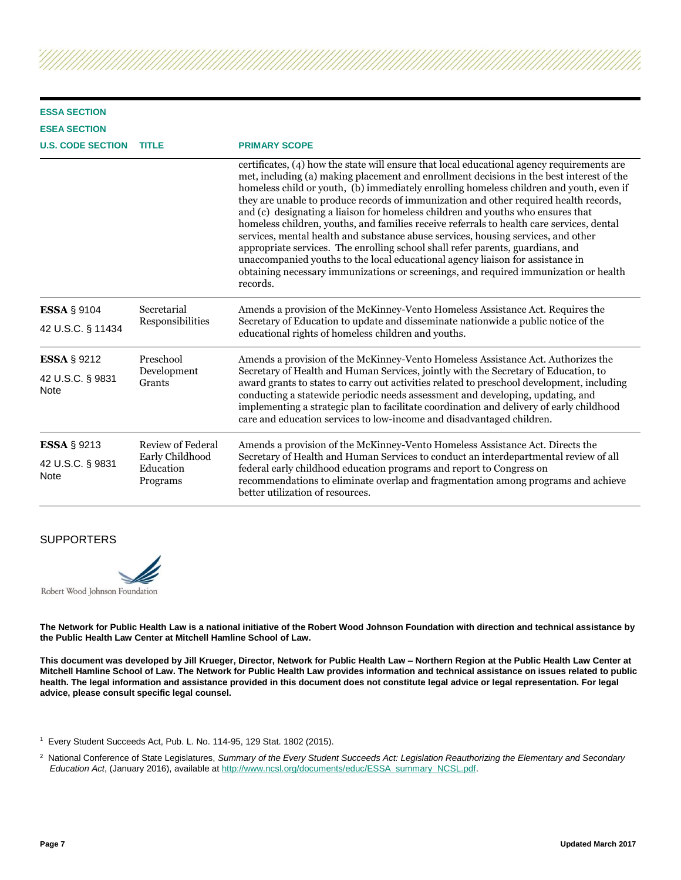| ESSA SECTION<br>ESEA SECTION<br>U.S. CODE SECTION | TITLE | PRIMARY SCOPE |
|---|---|---|
| | | certificates, (4) how the state will ensure that local educational agency requirements are met, including (a) making placement and enrollment decisions in the best interest of the homeless child or youth, (b) immediately enrolling homeless children and youth, even if they are unable to produce records of immunization and other required health records, and (c) designating a liaison for homeless children and youths who ensures that homeless children, youths, and families receive referrals to health care services, dental services, mental health and substance abuse services, housing services, and other appropriate services. The enrolling school shall refer parents, guardians, and unaccompanied youths to the local educational agency liaison for assistance in obtaining necessary immunizations or screenings, and required immunization or health records. |
| **ESSA** § 9104<br>42 U.S.C. § 11434 | Secretarial Responsibilities | Amends a provision of the McKinney-Vento Homeless Assistance Act. Requires the Secretary of Education to update and disseminate nationwide a public notice of the educational rights of homeless children and youths. |
| **ESSA** § 9212<br>42 U.S.C. § 9831 Note | Preschool Development Grants | Amends a provision of the McKinney-Vento Homeless Assistance Act. Authorizes the Secretary of Health and Human Services, jointly with the Secretary of Education, to award grants to states to carry out activities related to preschool development, including conducting a statewide periodic needs assessment and developing, updating, and implementing a strategic plan to facilitate coordination and delivery of early childhood care and education services to low-income and disadvantaged children. |
| **ESSA** § 9213<br>42 U.S.C. § 9831 Note | Review of Federal Early Childhood Education Programs | Amends a provision of the McKinney-Vento Homeless Assistance Act. Directs the Secretary of Health and Human Services to conduct an interdepartmental review of all federal early childhood education programs and report to Congress on recommendations to eliminate overlap and fragmentation among programs and achieve better utilization of resources. |

SUPPORTERS

Robert Wood Johnson Foundation

**The Network for Public Health Law is a national initiative of the Robert Wood Johnson Foundation with direction and technical assistance by the Public Health Law Center at Mitchell Hamline School of Law.**

**This document was developed by Jill Krueger, Director, Network for Public Health Law – Northern Region at the Public Health Law Center at Mitchell Hamline School of Law. The Network for Public Health Law provides information and technical assistance on issues related to public health. The legal information and assistance provided in this document does not constitute legal advice or legal representation. For legal advice, please consult specific legal counsel.**

[1] Every Student Succeeds Act, Pub. L. No. 114-95, 129 Stat. 1802 (2015).

[2] National Conference of State Legislatures, *Summary of the Every Student Succeeds Act: Legislation Reauthorizing the Elementary and Secondary Education Act*, (January 2016), available at http://www.ncsl.org/documents/educ/ESSA_summary_NCSL.pdf.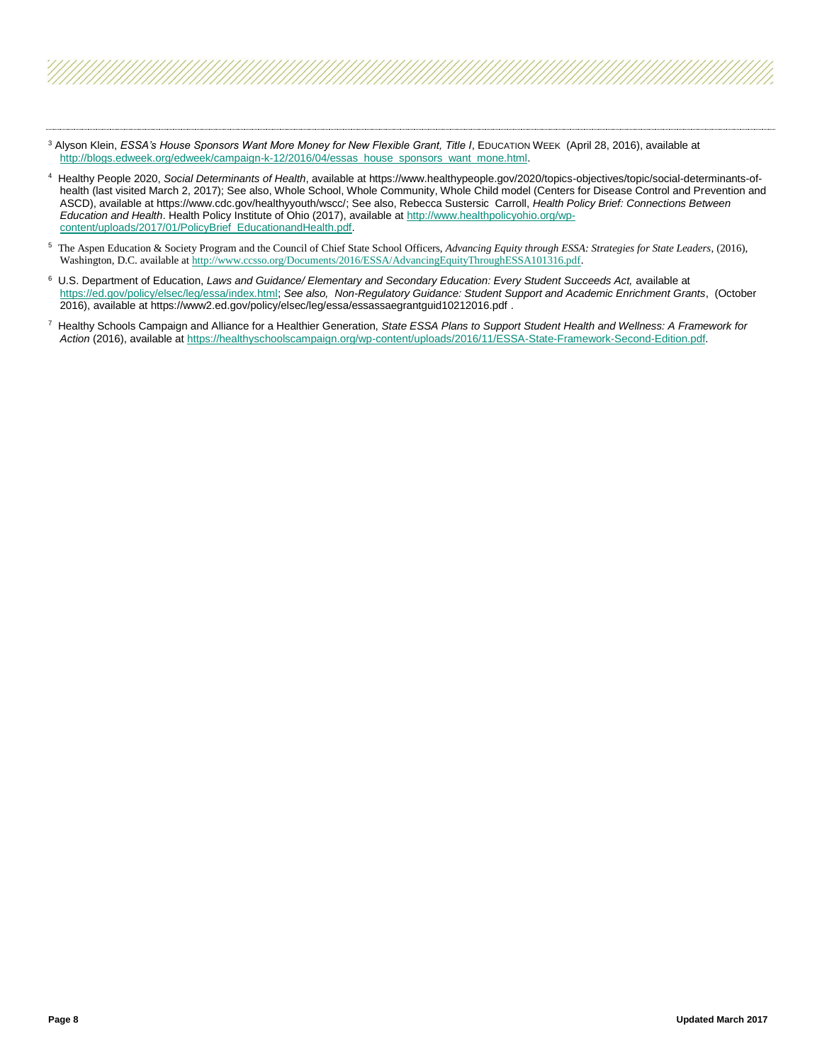[3] Alyson Klein, *ESSA's House Sponsors Want More Money for New Flexible Grant, Title I*, EDUCATION WEEK (April 28, 2016), available at http://blogs.edweek.org/edweek/campaign-k-12/2016/04/essas_house_sponsors_want_mone.html.

[4] Healthy People 2020, *Social Determinants of Health*, available at https://www.healthypeople.gov/2020/topics-objectives/topic/social-determinants-of-health (last visited March 2, 2017); See also, Whole School, Whole Community, Whole Child model (Centers for Disease Control and Prevention and ASCD), available at https://www.cdc.gov/healthyyouth/wscc/; See also, Rebecca Sustersic Carroll, *Health Policy Brief: Connections Between Education and Health*. Health Policy Institute of Ohio (2017), available at http://www.healthpolicyohio.org/wp-content/uploads/2017/01/PolicyBrief_EducationandHealth.pdf.

[5] The Aspen Education & Society Program and the Council of Chief State School Officers, *Advancing Equity through ESSA: Strategies for State Leaders*, (2016), Washington, D.C. available at http://www.ccsso.org/Documents/2016/ESSA/AdvancingEquityThroughESSA101316.pdf.

[6] U.S. Department of Education, *Laws and Guidance/ Elementary and Secondary Education: Every Student Succeeds Act,* available at https://ed.gov/policy/elsec/leg/essa/index.html; *See also, Non-Regulatory Guidance: Student Support and Academic Enrichment Grants*, (October 2016), available at https://www2.ed.gov/policy/elsec/leg/essa/essassaegrantguid10212016.pdf .

[7] Healthy Schools Campaign and Alliance for a Healthier Generation, *State ESSA Plans to Support Student Health and Wellness: A Framework for Action* (2016), available at https://healthyschoolscampaign.org/wp-content/uploads/2016/11/ESSA-State-Framework-Second-Edition.pdf.